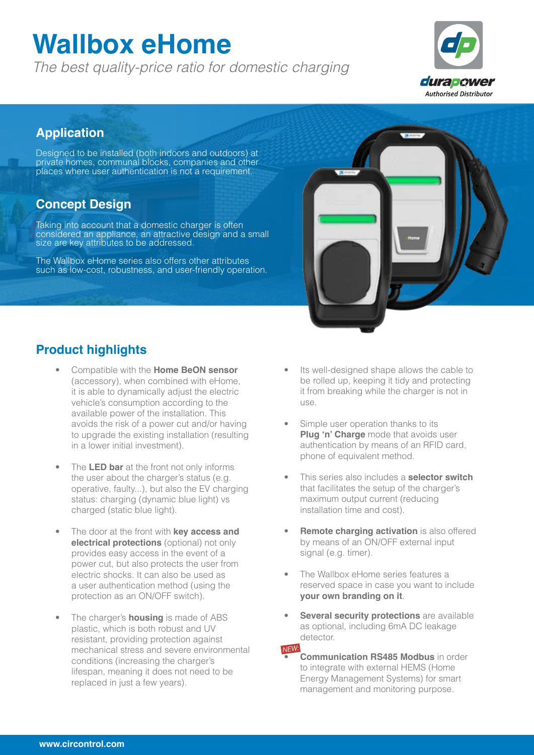# Wallbox eHome

*The best quality-price ratio for domestic charging*

durapower
*Authorised Distributor*

## Application

Designed to be installed (both indoors and outdoors) at private homes, communal blocks, companies and other places where user authentication is not a requirement.

## Concept Design

Taking into account that a domestic charger is often considered an appliance, an attractive design and a small size are key attributes to be addressed.

The Wallbox eHome series also offers other attributes such as low-cost, robustness, and user-friendly operation.

## Product highlights

- Compatible with the **Home BeON sensor** (accessory), when combined with eHome, it is able to dynamically adjust the electric vehicle's consumption according to the available power of the installation. This avoids the risk of a power cut and/or having to upgrade the existing installation (resulting in a lower initial investment).
- The **LED bar** at the front not only informs the user about the charger's status (e.g. operative, faulty...), but also the EV charging status: charging (dynamic blue light) vs charged (static blue light).
- The door at the front with **key access and electrical protections** (optional) not only provides easy access in the event of a power cut, but also protects the user from electric shocks. It can also be used as a user authentication method (using the protection as an ON/OFF switch).
- The charger's **housing** is made of ABS plastic, which is both robust and UV resistant, providing protection against mechanical stress and severe environmental conditions (increasing the charger's lifespan, meaning it does not need to be replaced in just a few years).
- Its well-designed shape allows the cable to be rolled up, keeping it tidy and protecting it from breaking while the charger is not in use.
- Simple user operation thanks to its **Plug 'n' Charge** mode that avoids user authentication by means of an RFID card, phone of equivalent method.
- This series also includes a **selector switch** that facilitates the setup of the charger's maximum output current (reducing installation time and cost).
- **Remote charging activation** is also offered by means of an ON/OFF external input signal (e.g. timer).
- The Wallbox eHome series features a reserved space in case you want to include **your own branding on it**.
- **Several security protections** are available as optional, including 6mA DC leakage detector.
- *NEW:* **Communication RS485 Modbus** in order to integrate with external HEMS (Home Energy Management Systems) for smart management and monitoring purpose.

www.circontrol.com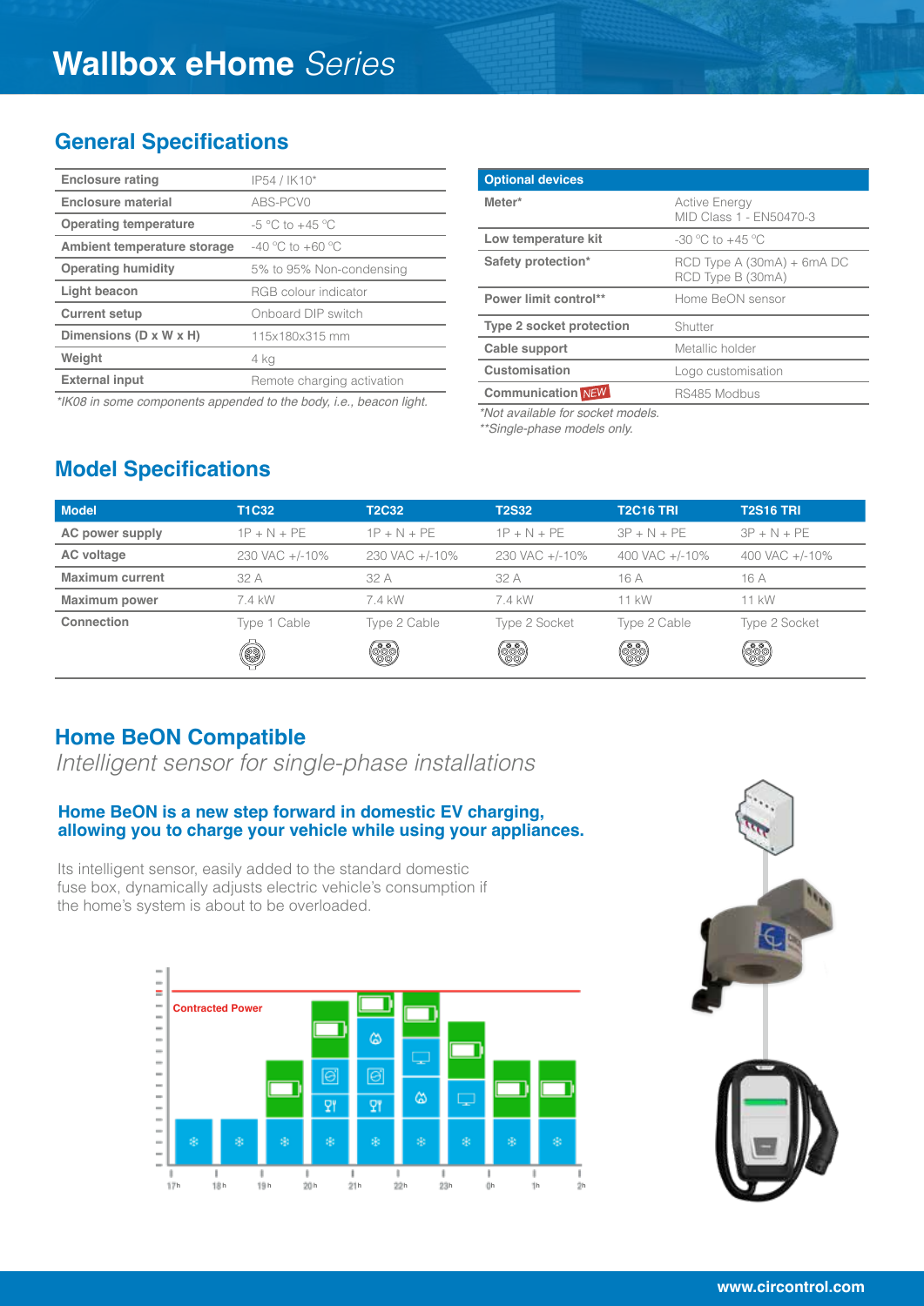# Wallbox eHome *Series*

## General Specifications

| | |
|---|---|
| **Enclosure rating** | IP54 / IK10* |
| **Enclosure material** | ABS-PCV0 |
| **Operating temperature** | -5 °C to +45 °C |
| **Ambient temperature storage** | -40 °C to +60 °C |
| **Operating humidity** | 5% to 95% Non-condensing |
| **Light beacon** | RGB colour indicator |
| **Current setup** | Onboard DIP switch |
| **Dimensions (D x W x H)** | 115x180x315 mm |
| **Weight** | 4 kg |
| **External input** | Remote charging activation |

*\*IK08 in some components appended to the body, i.e., beacon light.*

| **Optional devices** | |
|---|---|
| **Meter*** | Active Energy MID Class 1 - EN50470-3 |
| **Low temperature kit** | -30 °C to +45 °C |
| **Safety protection*** | RCD Type A (30mA) + 6mA DC RCD Type B (30mA) |
| **Power limit control**** | Home BeON sensor |
| **Type 2 socket protection** | Shutter |
| **Cable support** | Metallic holder |
| **Customisation** | Logo customisation |
| **Communication** NEW | RS485 Modbus |

*\*Not available for socket models.*
*\*\*Single-phase models only.*

## Model Specifications

| **Model** | **T1C32** | **T2C32** | **T2S32** | **T2C16 TRI** | **T2S16 TRI** |
|---|---|---|---|---|---|
| **AC power supply** | 1P + N + PE | 1P + N + PE | 1P + N + PE | 3P + N + PE | 3P + N + PE |
| **AC voltage** | 230 VAC +/-10% | 230 VAC +/-10% | 230 VAC +/-10% | 400 VAC +/-10% | 400 VAC +/-10% |
| **Maximum current** | 32 A | 32 A | 32 A | 16 A | 16 A |
| **Maximum power** | 7.4 kW | 7.4 kW | 7.4 kW | 11 kW | 11 kW |
| **Connection** | Type 1 Cable | Type 2 Cable | Type 2 Socket | Type 2 Cable | Type 2 Socket |

## Home BeON Compatible

*Intelligent sensor for single-phase installations*

**Home BeON is a new step forward in domestic EV charging, allowing you to charge your vehicle while using your appliances.**

Its intelligent sensor, easily added to the standard domestic fuse box, dynamically adjusts electric vehicle's consumption if the home's system is about to be overloaded.

Contracted Power

17h 18h 19h 20h 21h 22h 23h 0h 1h 2h

www.circontrol.com